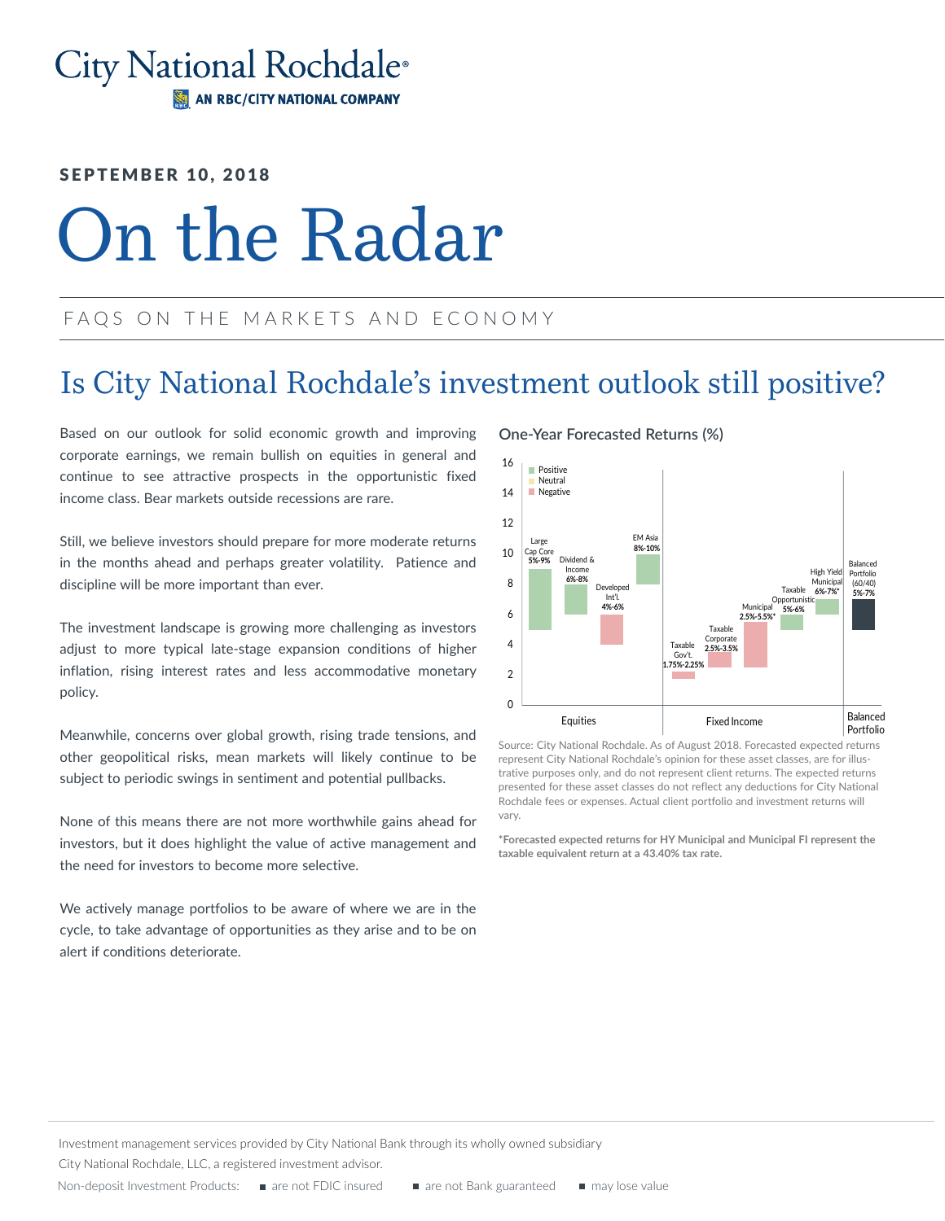City National Rochdale®

AN RBC/CITY NATIONAL COMPANY

SEPTEMBER 10, 2018

# On the Radar

FAQS ON THE MARKETS AND ECONOMY

## Is City National Rochdale's investment outlook still positive?

Based on our outlook for solid economic growth and improving corporate earnings, we remain bullish on equities in general and continue to see attractive prospects in the opportunistic fixed income class. Bear markets outside recessions are rare.

Still, we believe investors should prepare for more moderate returns in the months ahead and perhaps greater volatility. Patience and discipline will be more important than ever.

The investment landscape is growing more challenging as investors adjust to more typical late-stage expansion conditions of higher inflation, rising interest rates and less accommodative monetary policy.

Meanwhile, concerns over global growth, rising trade tensions, and other geopolitical risks, mean markets will likely continue to be subject to periodic swings in sentiment and potential pullbacks.

None of this means there are not more worthwhile gains ahead for investors, but it does highlight the value of active management and the need for investors to become more selective.

We actively manage portfolios to be aware of where we are in the cycle, to take advantage of opportunities as they arise and to be on alert if conditions deteriorate.

**One-Year Forecasted Returns (%)**

| Category | Asset Class | Forecasted Return | Outlook |
|---|---|---|---|
| Equities | Large Cap Core | 5%-9% | Positive |
| Equities | Dividend & Income | 6%-8% | Positive |
| Equities | Developed Int'l. | 4%-6% | Negative |
| Equities | EM Asia | 8%-10% | Positive |
| Fixed Income | Taxable Gov't. | 1.75%-2.25% | Negative |
| Fixed Income | Taxable Corporate | 2.5%-3.5% | Negative |
| Fixed Income | Municipal | 2.5%-5.5%* | Negative |
| Fixed Income | Taxable Opportunistic | 5%-6% | Positive |
| Fixed Income | High Yield Municipal | 6%-7%* | Positive |
| Balanced Portfolio | Balanced Portfolio (60/40) | 5%-7% | |

Source: City National Rochdale. As of August 2018. Forecasted expected returns represent City National Rochdale's opinion for these asset classes, are for illustrative purposes only, and do not represent client returns. The expected returns presented for these asset classes do not reflect any deductions for City National Rochdale fees or expenses. Actual client portfolio and investment returns will vary.

**\*Forecasted expected returns for HY Municipal and Municipal FI represent the taxable equivalent return at a 43.40% tax rate.**

Investment management services provided by City National Bank through its wholly owned subsidiary City National Rochdale, LLC, a registered investment advisor.

Non-deposit Investment Products: ■ are not FDIC insured ■ are not Bank guaranteed ■ may lose value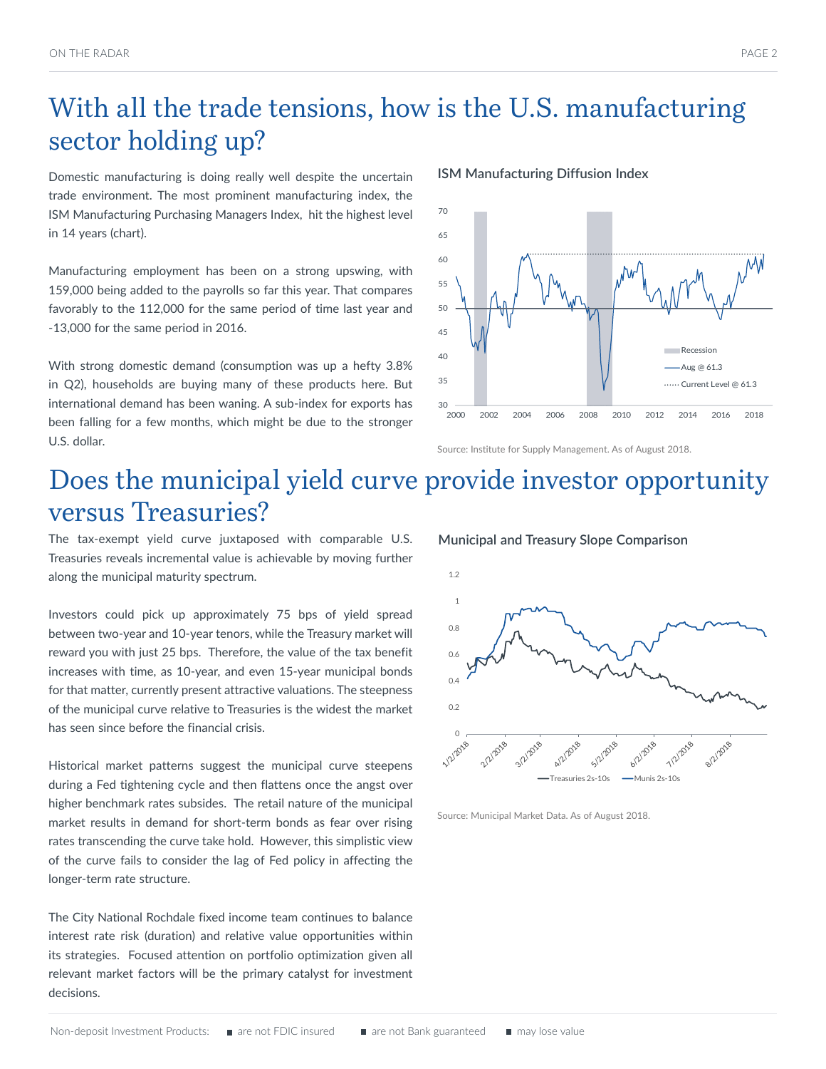# With all the trade tensions, how is the U.S. manufacturing sector holding up?

Domestic manufacturing is doing really well despite the uncertain trade environment. The most prominent manufacturing index, the ISM Manufacturing Purchasing Managers Index, hit the highest level in 14 years (chart).

Manufacturing employment has been on a strong upswing, with 159,000 being added to the payrolls so far this year. That compares favorably to the 112,000 for the same period of time last year and -13,000 for the same period in 2016.

With strong domestic demand (consumption was up a hefty 3.8% in Q2), households are buying many of these products here. But international demand has been waning. A sub-index for exports has been falling for a few months, which might be due to the stronger U.S. dollar.

**ISM Manufacturing Diffusion Index**

Source: Institute for Supply Management. As of August 2018.

# Does the municipal yield curve provide investor opportunity versus Treasuries?

The tax-exempt yield curve juxtaposed with comparable U.S. Treasuries reveals incremental value is achievable by moving further along the municipal maturity spectrum.

Investors could pick up approximately 75 bps of yield spread between two-year and 10-year tenors, while the Treasury market will reward you with just 25 bps. Therefore, the value of the tax benefit increases with time, as 10-year, and even 15-year municipal bonds for that matter, currently present attractive valuations. The steepness of the municipal curve relative to Treasuries is the widest the market has seen since before the financial crisis.

Historical market patterns suggest the municipal curve steepens during a Fed tightening cycle and then flattens once the angst over higher benchmark rates subsides. The retail nature of the municipal market results in demand for short-term bonds as fear over rising rates transcending the curve take hold. However, this simplistic view of the curve fails to consider the lag of Fed policy in affecting the longer-term rate structure.

The City National Rochdale fixed income team continues to balance interest rate risk (duration) and relative value opportunities within its strategies. Focused attention on portfolio optimization given all relevant market factors will be the primary catalyst for investment decisions.

**Municipal and Treasury Slope Comparison**

Source: Municipal Market Data. As of August 2018.

Non-deposit Investment Products: ■ are not FDIC insured ■ are not Bank guaranteed ■ may lose value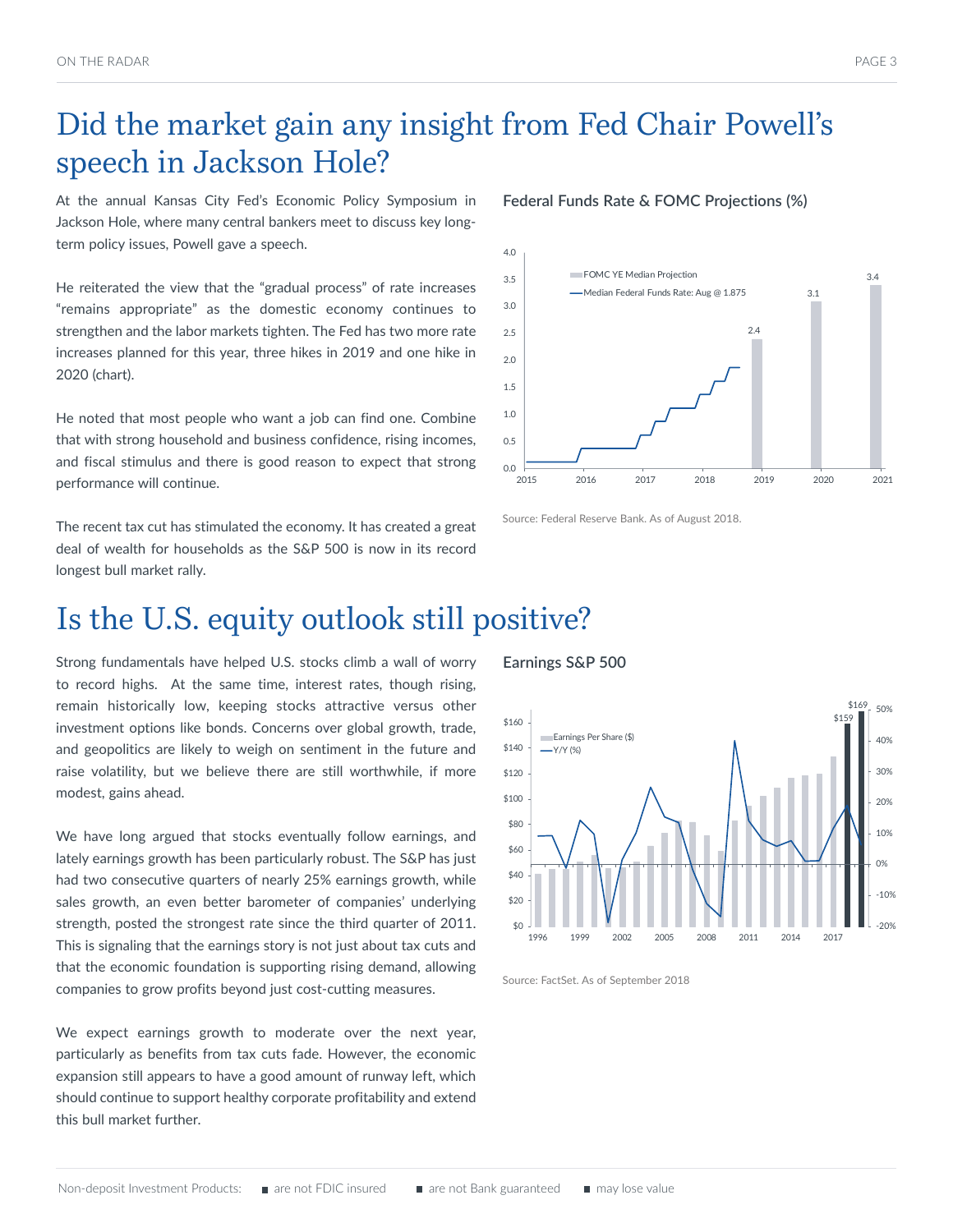# Did the market gain any insight from Fed Chair Powell's speech in Jackson Hole?

At the annual Kansas City Fed's Economic Policy Symposium in Jackson Hole, where many central bankers meet to discuss key long-term policy issues, Powell gave a speech.

He reiterated the view that the "gradual process" of rate increases "remains appropriate" as the domestic economy continues to strengthen and the labor markets tighten. The Fed has two more rate increases planned for this year, three hikes in 2019 and one hike in 2020 (chart).

He noted that most people who want a job can find one. Combine that with strong household and business confidence, rising incomes, and fiscal stimulus and there is good reason to expect that strong performance will continue.

The recent tax cut has stimulated the economy. It has created a great deal of wealth for households as the S&P 500 is now in its record longest bull market rally.

**Federal Funds Rate & FOMC Projections (%)**

Source: Federal Reserve Bank. As of August 2018.

# Is the U.S. equity outlook still positive?

Strong fundamentals have helped U.S. stocks climb a wall of worry to record highs. At the same time, interest rates, though rising, remain historically low, keeping stocks attractive versus other investment options like bonds. Concerns over global growth, trade, and geopolitics are likely to weigh on sentiment in the future and raise volatility, but we believe there are still worthwhile, if more modest, gains ahead.

We have long argued that stocks eventually follow earnings, and lately earnings growth has been particularly robust. The S&P has just had two consecutive quarters of nearly 25% earnings growth, while sales growth, an even better barometer of companies' underlying strength, posted the strongest rate since the third quarter of 2011. This is signaling that the earnings story is not just about tax cuts and that the economic foundation is supporting rising demand, allowing companies to grow profits beyond just cost-cutting measures.

We expect earnings growth to moderate over the next year, particularly as benefits from tax cuts fade. However, the economic expansion still appears to have a good amount of runway left, which should continue to support healthy corporate profitability and extend this bull market further.

**Earnings S&P 500**

Source: FactSet. As of September 2018

Non-deposit Investment Products: ▪ are not FDIC insured ▪ are not Bank guaranteed ▪ may lose value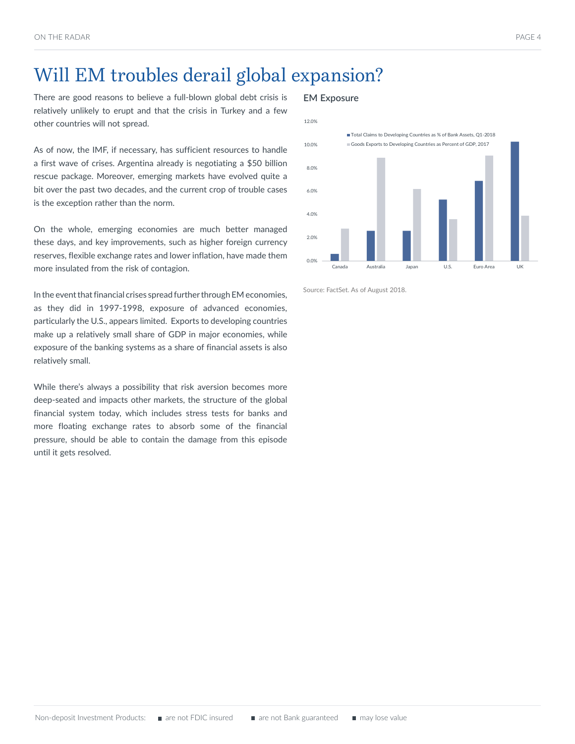# Will EM troubles derail global expansion?

There are good reasons to believe a full-blown global debt crisis is relatively unlikely to erupt and that the crisis in Turkey and a few other countries will not spread.

As of now, the IMF, if necessary, has sufficient resources to handle a first wave of crises. Argentina already is negotiating a $50 billion rescue package. Moreover, emerging markets have evolved quite a bit over the past two decades, and the current crop of trouble cases is the exception rather than the norm.

On the whole, emerging economies are much better managed these days, and key improvements, such as higher foreign currency reserves, flexible exchange rates and lower inflation, have made them more insulated from the risk of contagion.

In the event that financial crises spread further through EM economies, as they did in 1997-1998, exposure of advanced economies, particularly the U.S., appears limited. Exports to developing countries make up a relatively small share of GDP in major economies, while exposure of the banking systems as a share of financial assets is also relatively small.

While there's always a possibility that risk aversion becomes more deep-seated and impacts other markets, the structure of the global financial system today, which includes stress tests for banks and more floating exchange rates to absorb some of the financial pressure, should be able to contain the damage from this episode until it gets resolved.

**EM Exposure**

Legend: Total Claims to Developing Countries as % of Bank Assets, Q1-2018; Goods Exports to Developing Countries as Percent of GDP, 2017

Countries: Canada, Australia, Japan, U.S., Euro Area, UK

Source: FactSet. As of August 2018.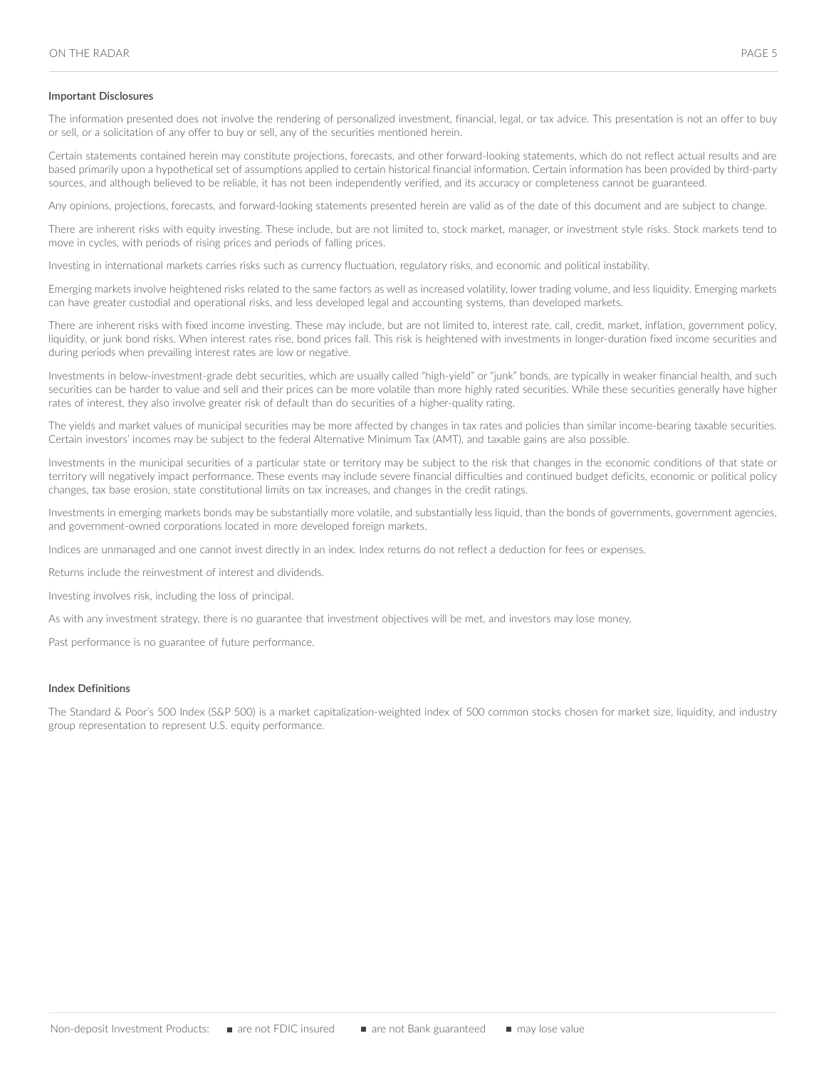**Important Disclosures**

The information presented does not involve the rendering of personalized investment, financial, legal, or tax advice. This presentation is not an offer to buy or sell, or a solicitation of any offer to buy or sell, any of the securities mentioned herein.

Certain statements contained herein may constitute projections, forecasts, and other forward-looking statements, which do not reflect actual results and are based primarily upon a hypothetical set of assumptions applied to certain historical financial information. Certain information has been provided by third-party sources, and although believed to be reliable, it has not been independently verified, and its accuracy or completeness cannot be guaranteed.

Any opinions, projections, forecasts, and forward-looking statements presented herein are valid as of the date of this document and are subject to change.

There are inherent risks with equity investing. These include, but are not limited to, stock market, manager, or investment style risks. Stock markets tend to move in cycles, with periods of rising prices and periods of falling prices.

Investing in international markets carries risks such as currency fluctuation, regulatory risks, and economic and political instability.

Emerging markets involve heightened risks related to the same factors as well as increased volatility, lower trading volume, and less liquidity. Emerging markets can have greater custodial and operational risks, and less developed legal and accounting systems, than developed markets.

There are inherent risks with fixed income investing. These may include, but are not limited to, interest rate, call, credit, market, inflation, government policy, liquidity, or junk bond risks. When interest rates rise, bond prices fall. This risk is heightened with investments in longer-duration fixed income securities and during periods when prevailing interest rates are low or negative.

Investments in below-investment-grade debt securities, which are usually called "high-yield" or "junk" bonds, are typically in weaker financial health, and such securities can be harder to value and sell and their prices can be more volatile than more highly rated securities. While these securities generally have higher rates of interest, they also involve greater risk of default than do securities of a higher-quality rating.

The yields and market values of municipal securities may be more affected by changes in tax rates and policies than similar income-bearing taxable securities. Certain investors' incomes may be subject to the federal Alternative Minimum Tax (AMT), and taxable gains are also possible.

Investments in the municipal securities of a particular state or territory may be subject to the risk that changes in the economic conditions of that state or territory will negatively impact performance. These events may include severe financial difficulties and continued budget deficits, economic or political policy changes, tax base erosion, state constitutional limits on tax increases, and changes in the credit ratings.

Investments in emerging markets bonds may be substantially more volatile, and substantially less liquid, than the bonds of governments, government agencies, and government-owned corporations located in more developed foreign markets.

Indices are unmanaged and one cannot invest directly in an index. Index returns do not reflect a deduction for fees or expenses.

Returns include the reinvestment of interest and dividends.

Investing involves risk, including the loss of principal.

As with any investment strategy, there is no guarantee that investment objectives will be met, and investors may lose money.

Past performance is no guarantee of future performance.

**Index Definitions**

The Standard & Poor's 500 Index (S&P 500) is a market capitalization-weighted index of 500 common stocks chosen for market size, liquidity, and industry group representation to represent U.S. equity performance.

Non-deposit Investment Products: ■ are not FDIC insured ■ are not Bank guaranteed ■ may lose value